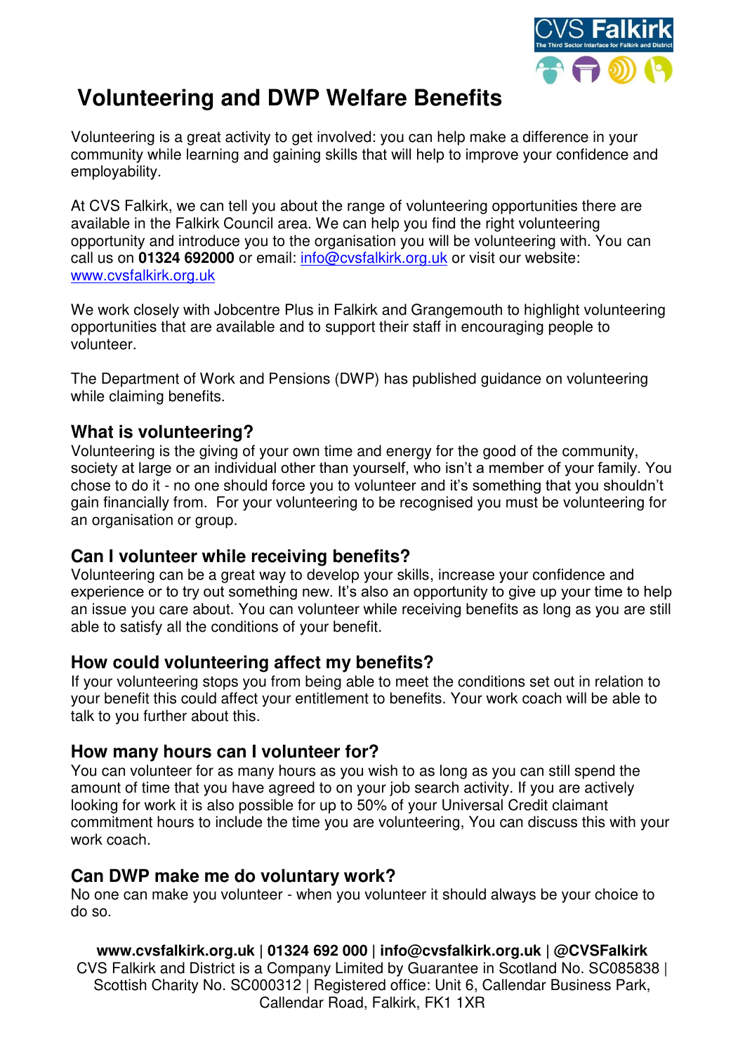# Volunteering and DWP Welfare Benefits

Volunteering is a great activity to get involved: you can help make a difference in your community while learning and gaining skills that will help to improve your confidence and employability.

At CVS Falkirk, we can tell you about the range of volunteering opportunities there are available in the Falkirk Council area. We can help you find the right volunteering opportunity and introduce you to the organisation you will be volunteering with. You can call us on **01324 692000** or email: info@cvsfalkirk.org.uk or visit our website: www.cvsfalkirk.org.uk

We work closely with Jobcentre Plus in Falkirk and Grangemouth to highlight volunteering opportunities that are available and to support their staff in encouraging people to volunteer.

The Department of Work and Pensions (DWP) has published guidance on volunteering while claiming benefits.

## What is volunteering?

Volunteering is the giving of your own time and energy for the good of the community, society at large or an individual other than yourself, who isn't a member of your family. You chose to do it - no one should force you to volunteer and it's something that you shouldn't gain financially from. For your volunteering to be recognised you must be volunteering for an organisation or group.

## Can I volunteer while receiving benefits?

Volunteering can be a great way to develop your skills, increase your confidence and experience or to try out something new. It's also an opportunity to give up your time to help an issue you care about. You can volunteer while receiving benefits as long as you are still able to satisfy all the conditions of your benefit.

## How could volunteering affect my benefits?

If your volunteering stops you from being able to meet the conditions set out in relation to your benefit this could affect your entitlement to benefits. Your work coach will be able to talk to you further about this.

## How many hours can I volunteer for?

You can volunteer for as many hours as you wish to as long as you can still spend the amount of time that you have agreed to on your job search activity. If you are actively looking for work it is also possible for up to 50% of your Universal Credit claimant commitment hours to include the time you are volunteering, You can discuss this with your work coach.

## Can DWP make me do voluntary work?

No one can make you volunteer - when you volunteer it should always be your choice to do so.

**www.cvsfalkirk.org.uk | 01324 692 000 | info@cvsfalkirk.org.uk | @CVSFalkirk**
CVS Falkirk and District is a Company Limited by Guarantee in Scotland No. SC085838 | Scottish Charity No. SC000312 | Registered office: Unit 6, Callendar Business Park, Callendar Road, Falkirk, FK1 1XR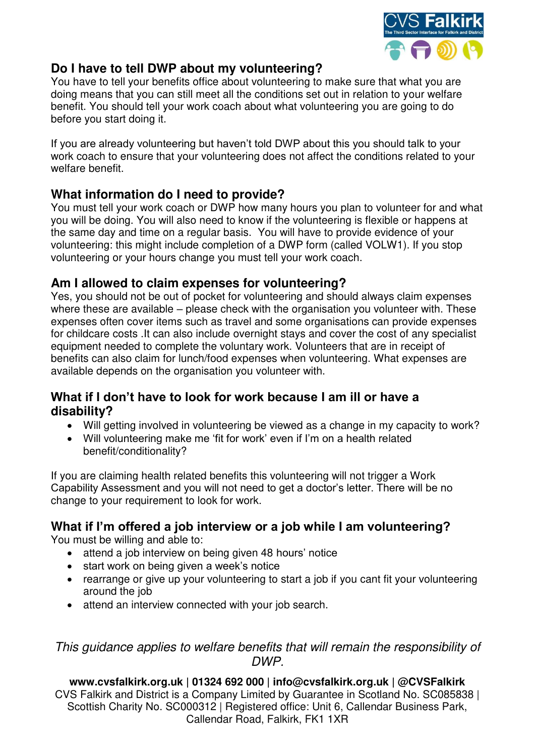## Do I have to tell DWP about my volunteering?

You have to tell your benefits office about volunteering to make sure that what you are doing means that you can still meet all the conditions set out in relation to your welfare benefit. You should tell your work coach about what volunteering you are going to do before you start doing it.

If you are already volunteering but haven't told DWP about this you should talk to your work coach to ensure that your volunteering does not affect the conditions related to your welfare benefit.

## What information do I need to provide?

You must tell your work coach or DWP how many hours you plan to volunteer for and what you will be doing. You will also need to know if the volunteering is flexible or happens at the same day and time on a regular basis. You will have to provide evidence of your volunteering: this might include completion of a DWP form (called VOLW1). If you stop volunteering or your hours change you must tell your work coach.

## Am I allowed to claim expenses for volunteering?

Yes, you should not be out of pocket for volunteering and should always claim expenses where these are available – please check with the organisation you volunteer with. These expenses often cover items such as travel and some organisations can provide expenses for childcare costs .It can also include overnight stays and cover the cost of any specialist equipment needed to complete the voluntary work. Volunteers that are in receipt of benefits can also claim for lunch/food expenses when volunteering. What expenses are available depends on the organisation you volunteer with.

## What if I don't have to look for work because I am ill or have a disability?

- Will getting involved in volunteering be viewed as a change in my capacity to work?
- Will volunteering make me 'fit for work' even if I'm on a health related benefit/conditionality?

If you are claiming health related benefits this volunteering will not trigger a Work Capability Assessment and you will not need to get a doctor's letter. There will be no change to your requirement to look for work.

## What if I'm offered a job interview or a job while I am volunteering?

You must be willing and able to:

- attend a job interview on being given 48 hours' notice
- start work on being given a week's notice
- rearrange or give up your volunteering to start a job if you cant fit your volunteering around the job
- attend an interview connected with your job search.

*This guidance applies to welfare benefits that will remain the responsibility of DWP.*

**www.cvsfalkirk.org.uk | 01324 692 000 | info@cvsfalkirk.org.uk | @CVSFalkirk**
CVS Falkirk and District is a Company Limited by Guarantee in Scotland No. SC085838 | Scottish Charity No. SC000312 | Registered office: Unit 6, Callendar Business Park, Callendar Road, Falkirk, FK1 1XR